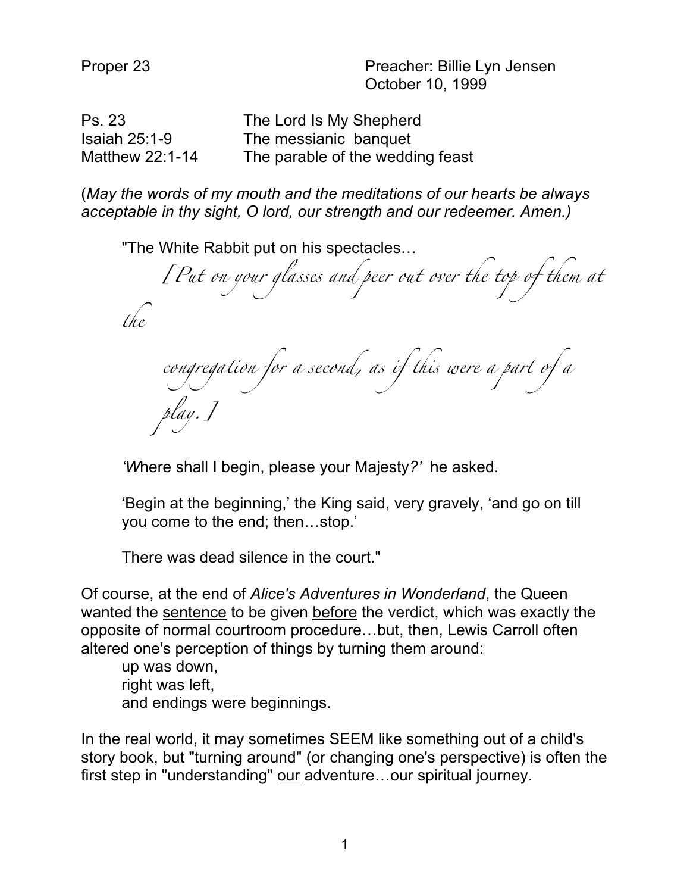Proper 23 Preacher: Billie Lyn Jensen
October 10, 1999

| | |
|---|---|
| Ps. 23 | The Lord Is My Shepherd |
| Isaiah 25:1-9 | The messianic banquet |
| Matthew 22:1-14 | The parable of the wedding feast |

(*May the words of my mouth and the meditations of our hearts be always acceptable in thy sight, O lord, our strength and our redeemer. Amen.)*

"The White Rabbit put on his spectacles…

*[Put on your glasses and peer out over the top of them at the congregation for a second, as if this were a part of a play.]*

*'W*here shall I begin, please your Majesty*?'* he asked.

'Begin at the beginning,' the King said, very gravely, 'and go on till you come to the end; then…stop.'

There was dead silence in the court."

Of course, at the end of *Alice's Adventures in Wonderland*, the Queen wanted the <u>sentence</u> to be given <u>before</u> the verdict, which was exactly the opposite of normal courtroom procedure…but, then, Lewis Carroll often altered one's perception of things by turning them around:

up was down,
right was left,
and endings were beginnings.

In the real world, it may sometimes SEEM like something out of a child's story book, but "turning around" (or changing one's perspective) is often the first step in "understanding" <u>our</u> adventure…our spiritual journey.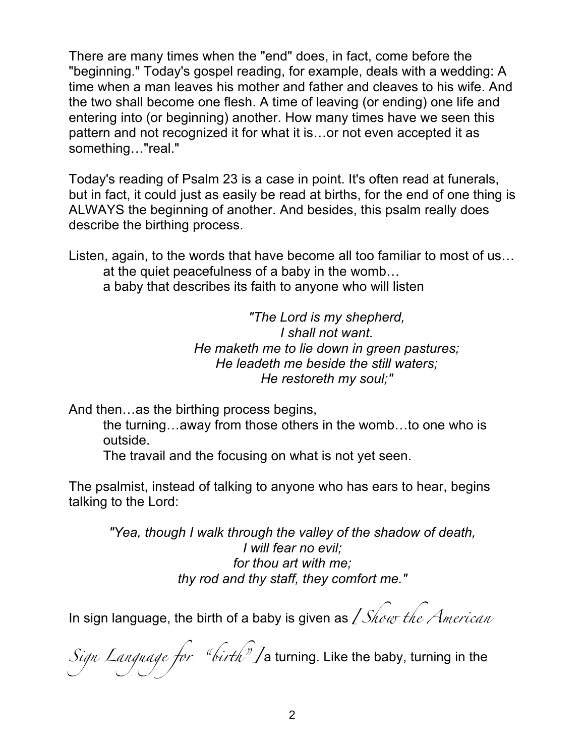There are many times when the "end" does, in fact, come before the "beginning." Today's gospel reading, for example, deals with a wedding: A time when a man leaves his mother and father and cleaves to his wife. And the two shall become one flesh. A time of leaving (or ending) one life and entering into (or beginning) another. How many times have we seen this pattern and not recognized it for what it is…or not even accepted it as something…"real."

Today's reading of Psalm 23 is a case in point. It's often read at funerals, but in fact, it could just as easily be read at births, for the end of one thing is ALWAYS the beginning of another. And besides, this psalm really does describe the birthing process.

Listen, again, to the words that have become all too familiar to most of us…
at the quiet peacefulness of a baby in the womb…
a baby that describes its faith to anyone who will listen

*"The Lord is my shepherd,*
*I shall not want.*
*He maketh me to lie down in green pastures;*
*He leadeth me beside the still waters;*
*He restoreth my soul;"*

And then…as the birthing process begins,
the turning…away from those others in the womb…to one who is outside.
The travail and the focusing on what is not yet seen.

The psalmist, instead of talking to anyone who has ears to hear, begins talking to the Lord:

*"Yea, though I walk through the valley of the shadow of death,*
*I will fear no evil;*
*for thou art with me;*
*thy rod and thy staff, they comfort me."*

In sign language, the birth of a baby is given as *[Show the American Sign Language for "birth"]* a turning. Like the baby, turning in the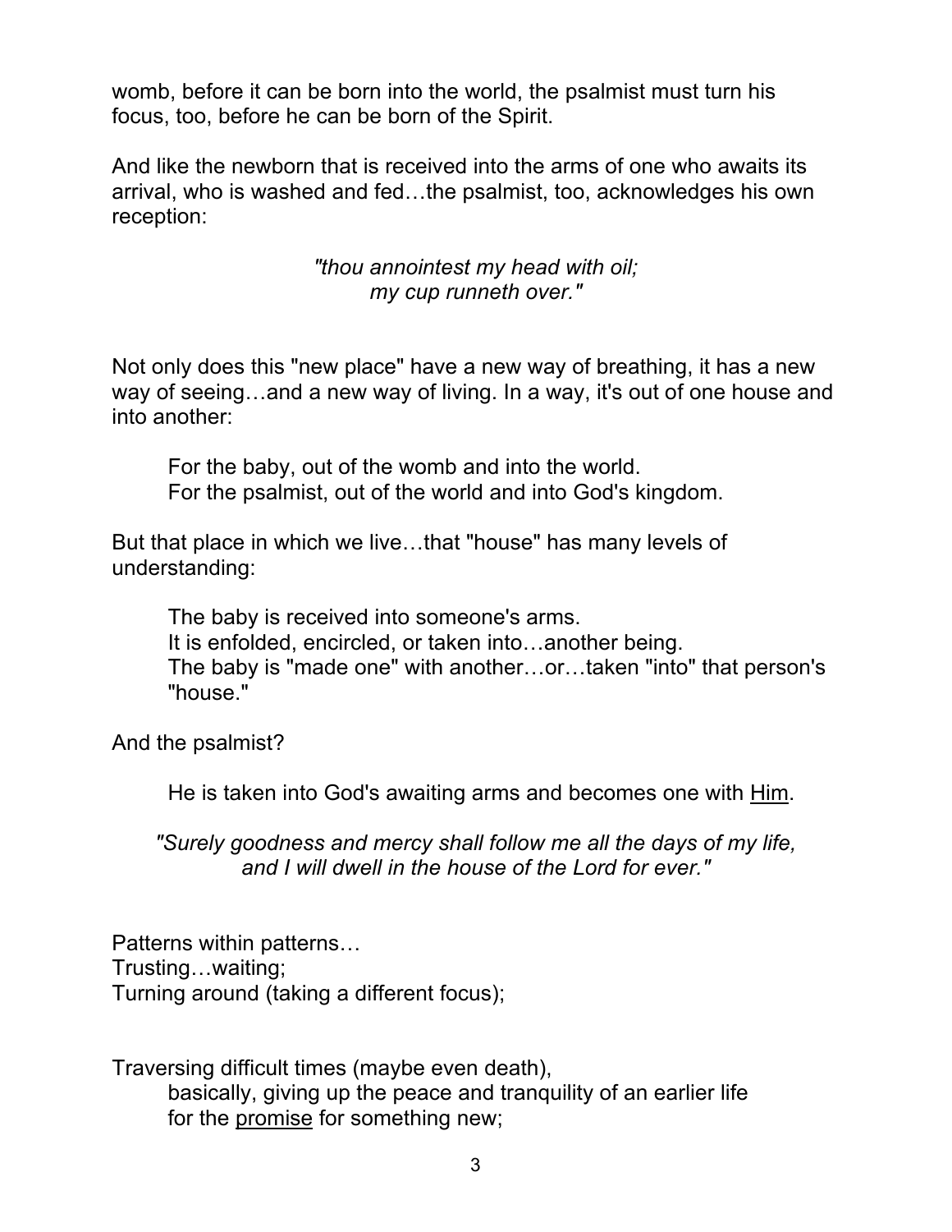womb, before it can be born into the world, the psalmist must turn his focus, too, before he can be born of the Spirit.

And like the newborn that is received into the arms of one who awaits its arrival, who is washed and fed…the psalmist, too, acknowledges his own reception:

> *"thou annointest my head with oil;*
> *my cup runneth over."*

Not only does this "new place" have a new way of breathing, it has a new way of seeing…and a new way of living. In a way, it's out of one house and into another:

> For the baby, out of the womb and into the world.
> For the psalmist, out of the world and into God's kingdom.

But that place in which we live…that "house" has many levels of understanding:

> The baby is received into someone's arms.
> It is enfolded, encircled, or taken into…another being.
> The baby is "made one" with another…or…taken "into" that person's "house."

And the psalmist?

> He is taken into God's awaiting arms and becomes one with <u>Him</u>.

> *"Surely goodness and mercy shall follow me all the days of my life,*
> *and I will dwell in the house of the Lord for ever."*

Patterns within patterns…
Trusting…waiting;
Turning around (taking a different focus);

Traversing difficult times (maybe even death),
basically, giving up the peace and tranquility of an earlier life
for the <u>promise</u> for something new;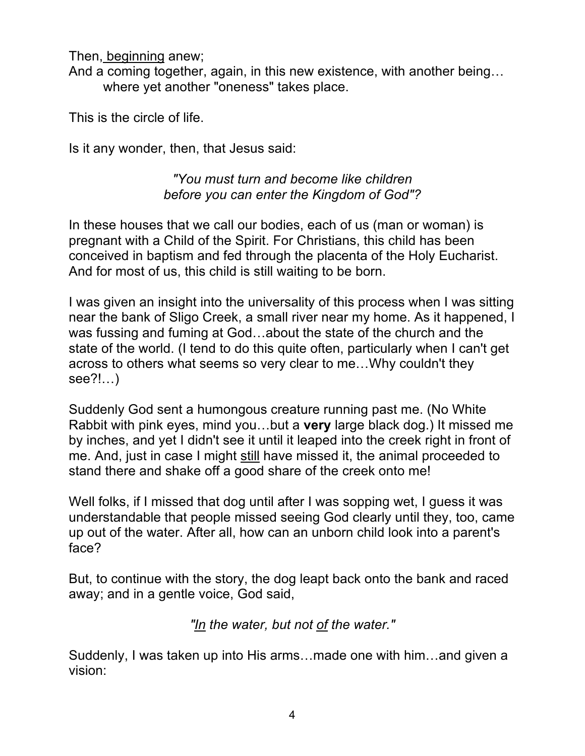Then, <u>beginning</u> anew;
And a coming together, again, in this new existence, with another being…
  where yet another "oneness" takes place.

This is the circle of life.

Is it any wonder, then, that Jesus said:

*"You must turn and become like children before you can enter the Kingdom of God"?*

In these houses that we call our bodies, each of us (man or woman) is pregnant with a Child of the Spirit. For Christians, this child has been conceived in baptism and fed through the placenta of the Holy Eucharist. And for most of us, this child is still waiting to be born.

I was given an insight into the universality of this process when I was sitting near the bank of Sligo Creek, a small river near my home. As it happened, I was fussing and fuming at God…about the state of the church and the state of the world. (I tend to do this quite often, particularly when I can't get across to others what seems so very clear to me…Why couldn't they see?!…)

Suddenly God sent a humongous creature running past me. (No White Rabbit with pink eyes, mind you…but a **very** large black dog.) It missed me by inches, and yet I didn't see it until it leaped into the creek right in front of me. And, just in case I might <u>still</u> have missed it, the animal proceeded to stand there and shake off a good share of the creek onto me!

Well folks, if I missed that dog until after I was sopping wet, I guess it was understandable that people missed seeing God clearly until they, too, came up out of the water. After all, how can an unborn child look into a parent's face?

But, to continue with the story, the dog leapt back onto the bank and raced away; and in a gentle voice, God said,

*"<u>In</u> the water, but not <u>of</u> the water."*

Suddenly, I was taken up into His arms…made one with him…and given a vision: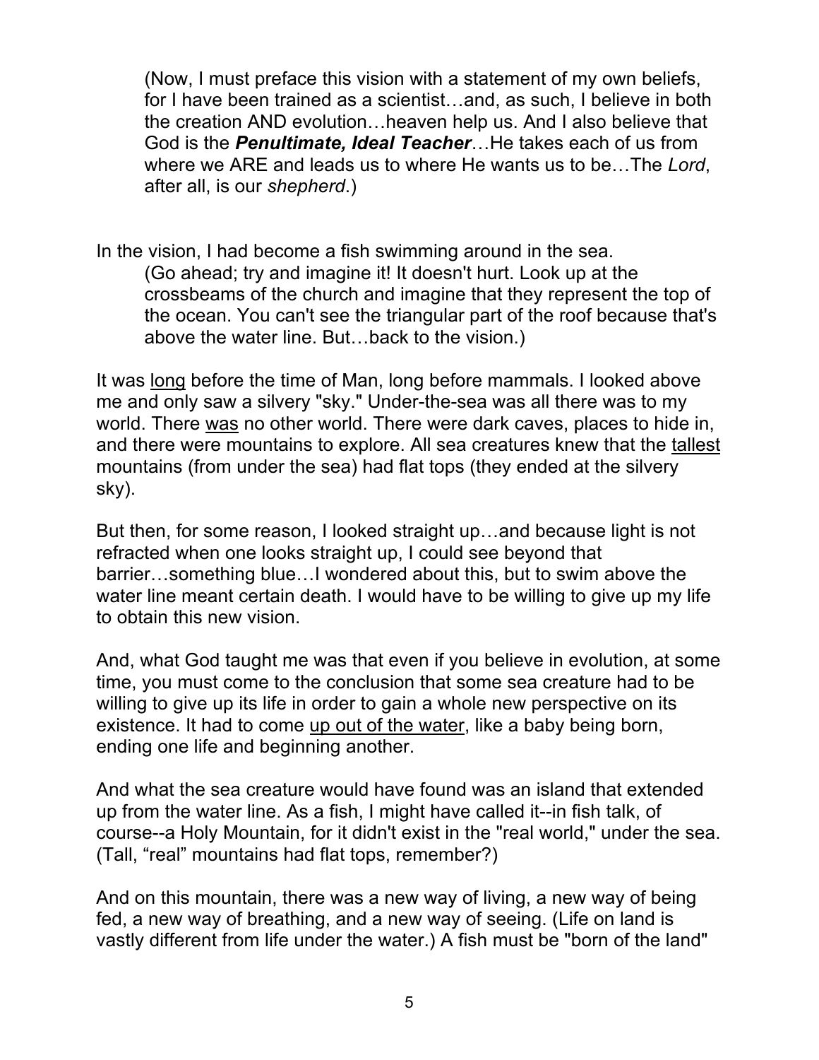(Now, I must preface this vision with a statement of my own beliefs, for I have been trained as a scientist…and, as such, I believe in both the creation AND evolution…heaven help us. And I also believe that God is the ***Penultimate, Ideal Teacher***…He takes each of us from where we ARE and leads us to where He wants us to be…The *Lord*, after all, is our *shepherd*.)

In the vision, I had become a fish swimming around in the sea.

(Go ahead; try and imagine it! It doesn't hurt. Look up at the crossbeams of the church and imagine that they represent the top of the ocean. You can't see the triangular part of the roof because that's above the water line. But…back to the vision.)

It was <u>long</u> before the time of Man, long before mammals. I looked above me and only saw a silvery "sky." Under-the-sea was all there was to my world. There <u>was</u> no other world. There were dark caves, places to hide in, and there were mountains to explore. All sea creatures knew that the <u>tallest</u> mountains (from under the sea) had flat tops (they ended at the silvery sky).

But then, for some reason, I looked straight up…and because light is not refracted when one looks straight up, I could see beyond that barrier…something blue…I wondered about this, but to swim above the water line meant certain death. I would have to be willing to give up my life to obtain this new vision.

And, what God taught me was that even if you believe in evolution, at some time, you must come to the conclusion that some sea creature had to be willing to give up its life in order to gain a whole new perspective on its existence. It had to come <u>up out of the water</u>, like a baby being born, ending one life and beginning another.

And what the sea creature would have found was an island that extended up from the water line. As a fish, I might have called it--in fish talk, of course--a Holy Mountain, for it didn't exist in the "real world," under the sea. (Tall, "real" mountains had flat tops, remember?)

And on this mountain, there was a new way of living, a new way of being fed, a new way of breathing, and a new way of seeing. (Life on land is vastly different from life under the water.) A fish must be "born of the land"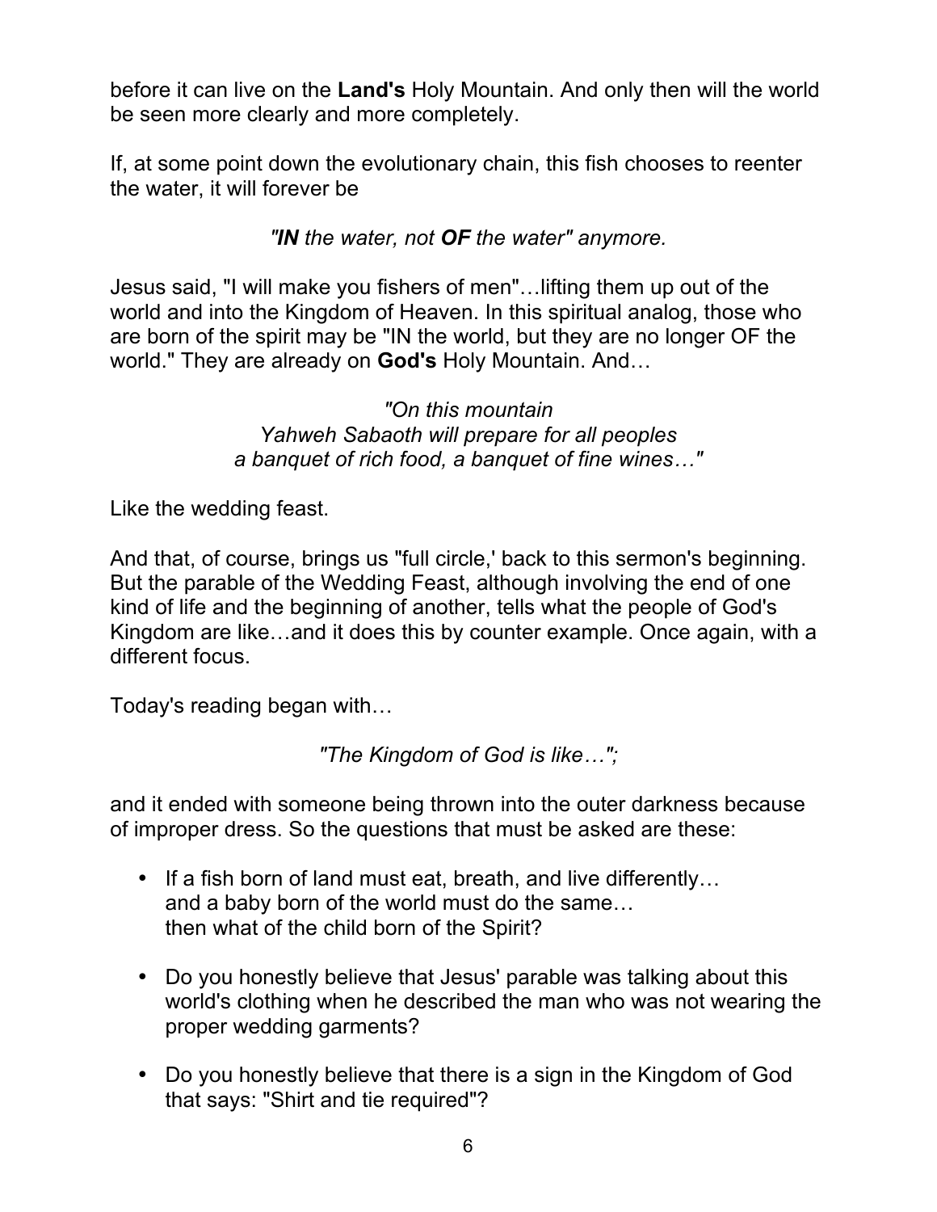before it can live on the **Land's** Holy Mountain. And only then will the world be seen more clearly and more completely.

If, at some point down the evolutionary chain, this fish chooses to reenter the water, it will forever be

*"**IN** the water, not **OF** the water" anymore.*

Jesus said, "I will make you fishers of men"…lifting them up out of the world and into the Kingdom of Heaven. In this spiritual analog, those who are born of the spirit may be "IN the world, but they are no longer OF the world." They are already on **God's** Holy Mountain. And…

*"On this mountain*
*Yahweh Sabaoth will prepare for all peoples*
*a banquet of rich food, a banquet of fine wines…"*

Like the wedding feast.

And that, of course, brings us "full circle,' back to this sermon's beginning. But the parable of the Wedding Feast, although involving the end of one kind of life and the beginning of another, tells what the people of God's Kingdom are like…and it does this by counter example. Once again, with a different focus.

Today's reading began with…

*"The Kingdom of God is like…";*

and it ended with someone being thrown into the outer darkness because of improper dress. So the questions that must be asked are these:

- If a fish born of land must eat, breath, and live differently…
  and a baby born of the world must do the same…
  then what of the child born of the Spirit?

- Do you honestly believe that Jesus' parable was talking about this world's clothing when he described the man who was not wearing the proper wedding garments?

- Do you honestly believe that there is a sign in the Kingdom of God that says: "Shirt and tie required"?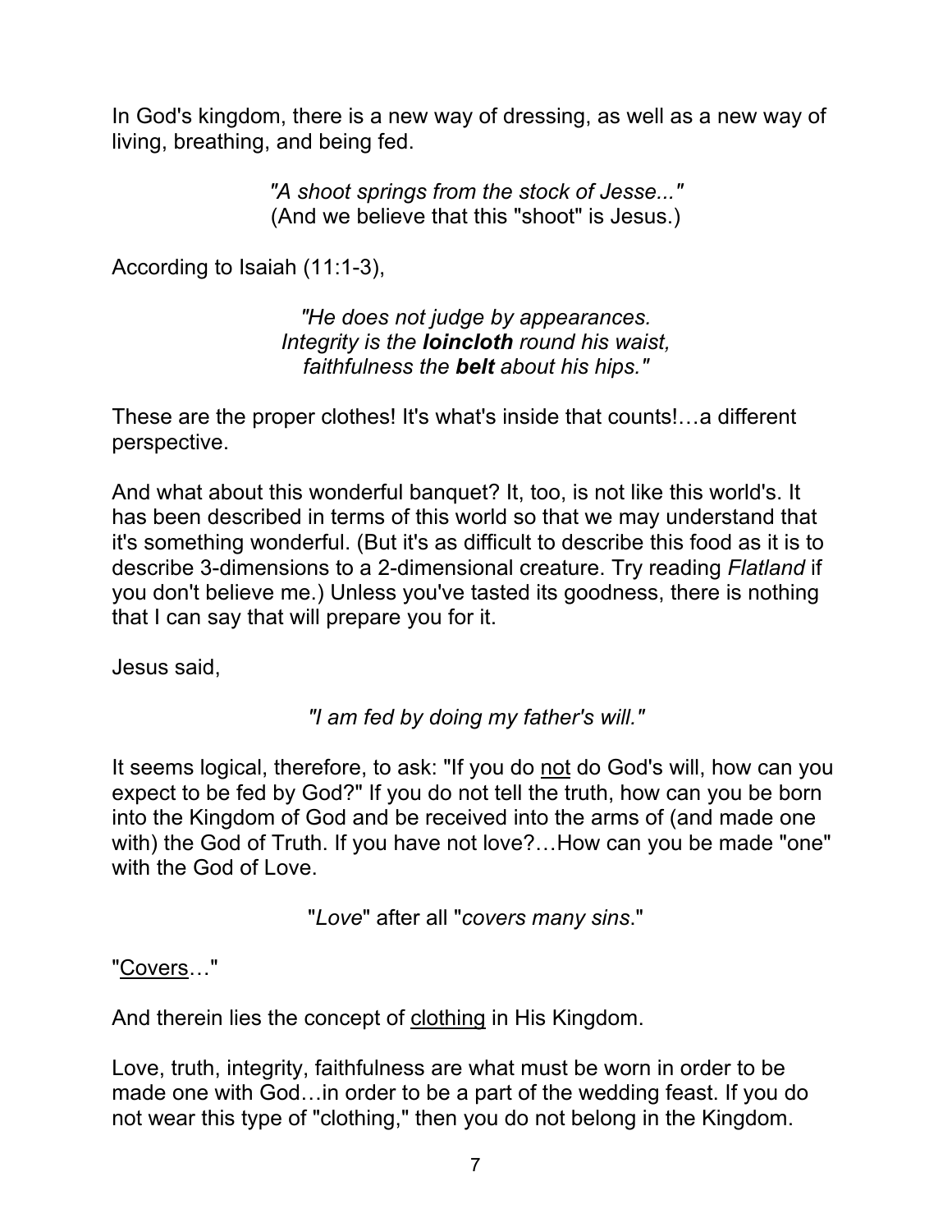In God's kingdom, there is a new way of dressing, as well as a new way of living, breathing, and being fed.

*"A shoot springs from the stock of Jesse..."*
(And we believe that this "shoot" is Jesus.)

According to Isaiah (11:1-3),

*"He does not judge by appearances.*
*Integrity is the **loincloth** round his waist,*
*faithfulness the **belt** about his hips."*

These are the proper clothes! It's what's inside that counts!…a different perspective.

And what about this wonderful banquet? It, too, is not like this world's. It has been described in terms of this world so that we may understand that it's something wonderful. (But it's as difficult to describe this food as it is to describe 3-dimensions to a 2-dimensional creature. Try reading *Flatland* if you don't believe me.) Unless you've tasted its goodness, there is nothing that I can say that will prepare you for it.

Jesus said,

*"I am fed by doing my father's will."*

It seems logical, therefore, to ask: "If you do <u>not</u> do God's will, how can you expect to be fed by God?" If you do not tell the truth, how can you be born into the Kingdom of God and be received into the arms of (and made one with) the God of Truth. If you have not love?…How can you be made "one" with the God of Love.

"*Love*" after all "*covers many sins*."

"<u>Covers</u>…"

And therein lies the concept of <u>clothing</u> in His Kingdom.

Love, truth, integrity, faithfulness are what must be worn in order to be made one with God…in order to be a part of the wedding feast. If you do not wear this type of "clothing," then you do not belong in the Kingdom.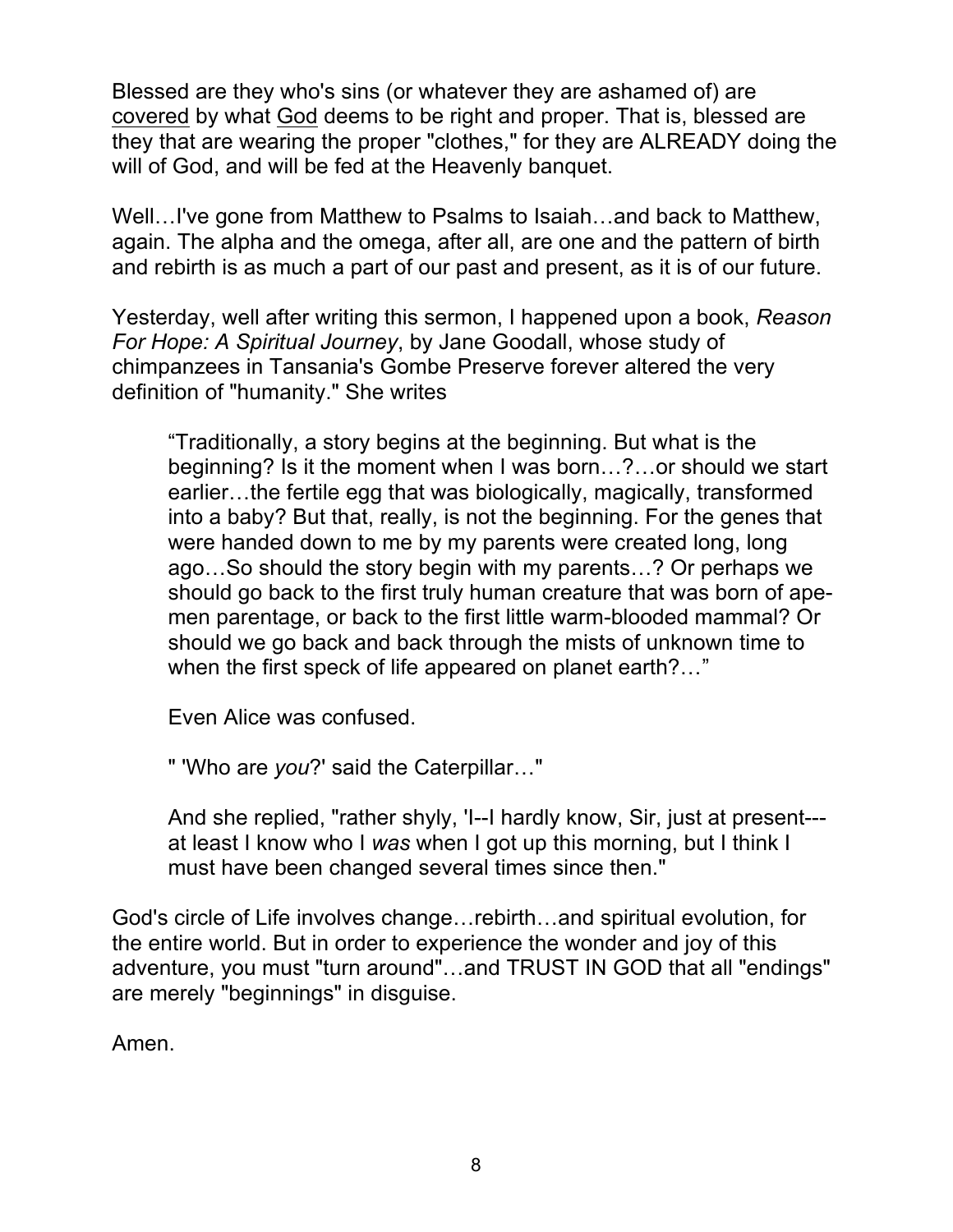Blessed are they who's sins (or whatever they are ashamed of) are <u>covered</u> by what <u>God</u> deems to be right and proper. That is, blessed are they that are wearing the proper "clothes," for they are ALREADY doing the will of God, and will be fed at the Heavenly banquet.

Well…I've gone from Matthew to Psalms to Isaiah…and back to Matthew, again. The alpha and the omega, after all, are one and the pattern of birth and rebirth is as much a part of our past and present, as it is of our future.

Yesterday, well after writing this sermon, I happened upon a book, *Reason For Hope: A Spiritual Journey*, by Jane Goodall, whose study of chimpanzees in Tansania's Gombe Preserve forever altered the very definition of "humanity." She writes

> "Traditionally, a story begins at the beginning. But what is the beginning? Is it the moment when I was born…?…or should we start earlier…the fertile egg that was biologically, magically, transformed into a baby? But that, really, is not the beginning. For the genes that were handed down to me by my parents were created long, long ago…So should the story begin with my parents…? Or perhaps we should go back to the first truly human creature that was born of ape-men parentage, or back to the first little warm-blooded mammal? Or should we go back and back through the mists of unknown time to when the first speck of life appeared on planet earth?…"
>
> Even Alice was confused.
>
> " 'Who are *you*?' said the Caterpillar…"
>
> And she replied, "rather shyly, 'I--I hardly know, Sir, just at present---at least I know who I *was* when I got up this morning, but I think I must have been changed several times since then."

God's circle of Life involves change…rebirth…and spiritual evolution, for the entire world. But in order to experience the wonder and joy of this adventure, you must "turn around"…and TRUST IN GOD that all "endings" are merely "beginnings" in disguise.

Amen.